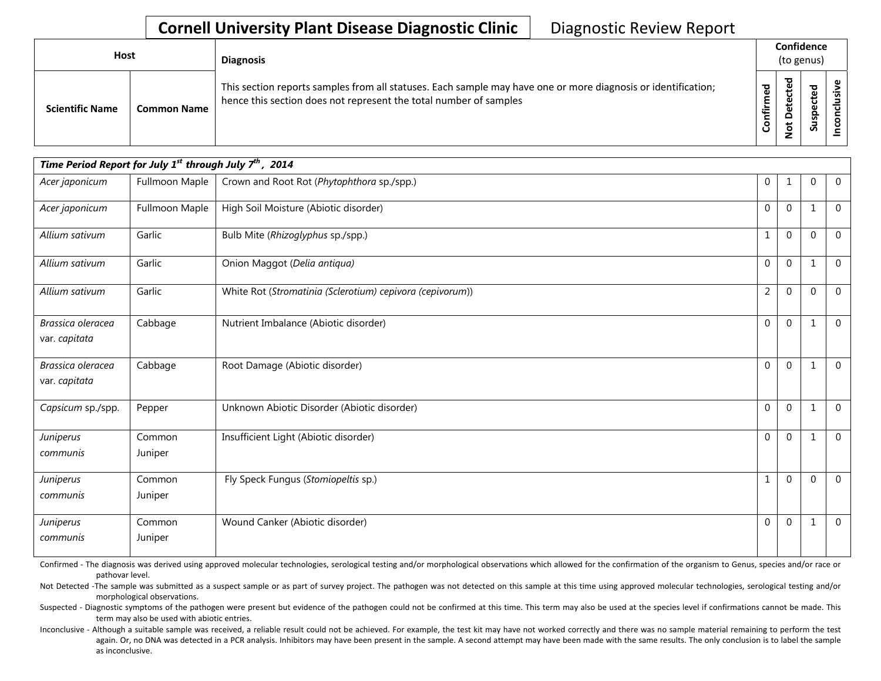# Cornell University Plant Disease Diagnostic Clinic

## Diagnostic Review Report

| Host | | Diagnosis | Confidence (to genus) | | | |
|---|---|---|---|---|---|---|
| Scientific Name | Common Name | This section reports samples from all statuses. Each sample may have one or more diagnosis or identification; hence this section does not represent the total number of samples | Confirmed | Not Detected | Suspected | Inconclusive |
| ***Time Period Report for July 1st through July 7th, 2014*** | | | | | | |
| *Acer japonicum* | Fullmoon Maple | Crown and Root Rot (*Phytophthora* sp./spp.) | 0 | 1 | 0 | 0 |
| *Acer japonicum* | Fullmoon Maple | High Soil Moisture (Abiotic disorder) | 0 | 0 | 1 | 0 |
| *Allium sativum* | Garlic | Bulb Mite (*Rhizoglyphus* sp./spp.) | 1 | 0 | 0 | 0 |
| *Allium sativum* | Garlic | Onion Maggot (*Delia antiqua)* | 0 | 0 | 1 | 0 |
| *Allium sativum* | Garlic | White Rot (*Stromatinia (Sclerotium) cepivora (cepivorum)*) | 2 | 0 | 0 | 0 |
| *Brassica oleracea* var. *capitata* | Cabbage | Nutrient Imbalance (Abiotic disorder) | 0 | 0 | 1 | 0 |
| *Brassica oleracea* var. *capitata* | Cabbage | Root Damage (Abiotic disorder) | 0 | 0 | 1 | 0 |
| *Capsicum* sp./spp. | Pepper | Unknown Abiotic Disorder (Abiotic disorder) | 0 | 0 | 1 | 0 |
| *Juniperus communis* | Common Juniper | Insufficient Light (Abiotic disorder) | 0 | 0 | 1 | 0 |
| *Juniperus communis* | Common Juniper | Fly Speck Fungus (*Stomiopeltis* sp.) | 1 | 0 | 0 | 0 |
| *Juniperus communis* | Common Juniper | Wound Canker (Abiotic disorder) | 0 | 0 | 1 | 0 |

Confirmed - The diagnosis was derived using approved molecular technologies, serological testing and/or morphological observations which allowed for the confirmation of the organism to Genus, species and/or race or pathovar level.

Not Detected -The sample was submitted as a suspect sample or as part of survey project. The pathogen was not detected on this sample at this time using approved molecular technologies, serological testing and/or morphological observations.

Suspected - Diagnostic symptoms of the pathogen were present but evidence of the pathogen could not be confirmed at this time. This term may also be used at the species level if confirmations cannot be made. This term may also be used with abiotic entries.

Inconclusive - Although a suitable sample was received, a reliable result could not be achieved. For example, the test kit may have not worked correctly and there was no sample material remaining to perform the test again. Or, no DNA was detected in a PCR analysis. Inhibitors may have been present in the sample. A second attempt may have been made with the same results. The only conclusion is to label the sample as inconclusive.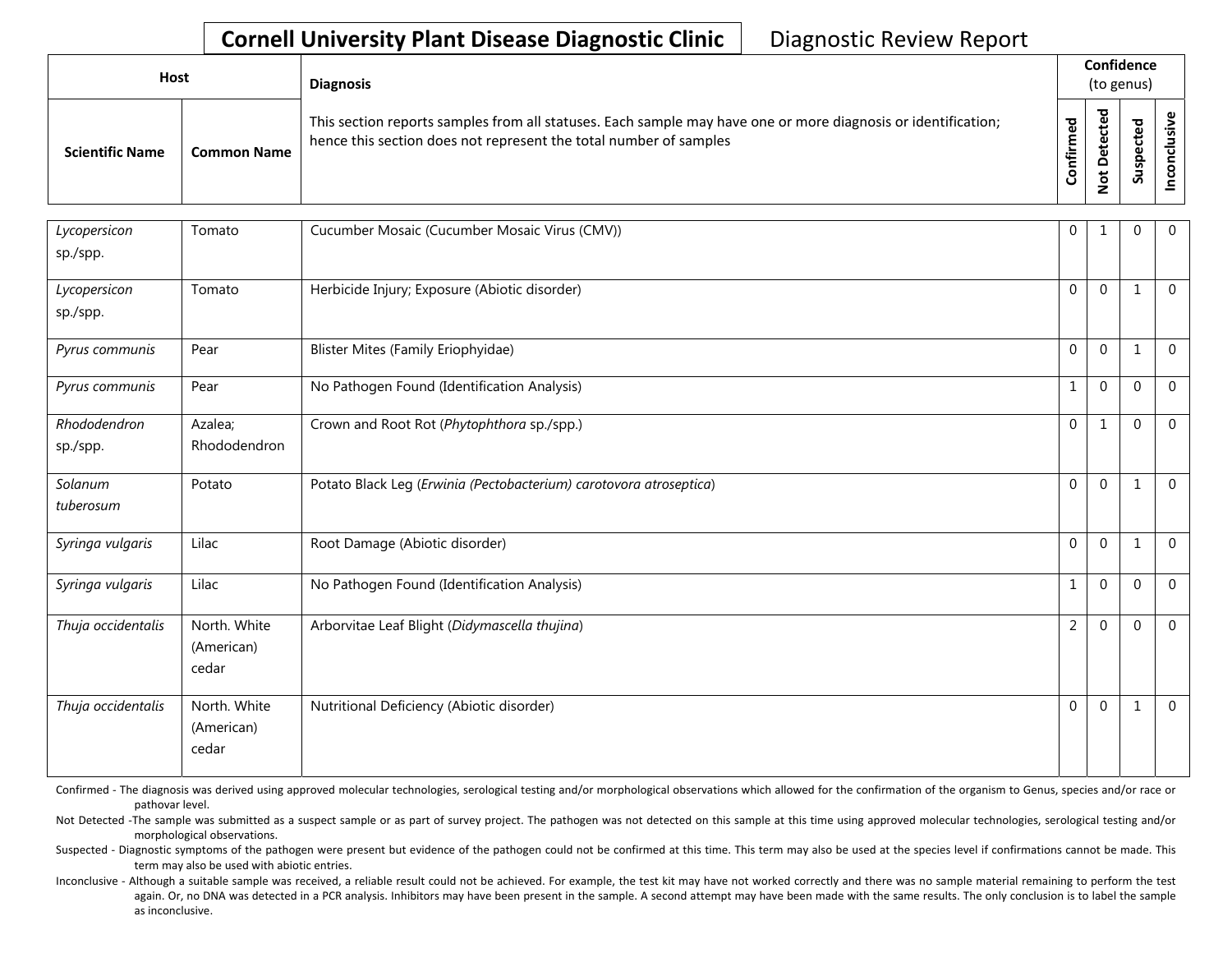# Cornell University Plant Disease Diagnostic Clinic

Diagnostic Review Report

| Host | | Diagnosis | Confidence (to genus) | | | |
|---|---|---|---|---|---|---|
| Scientific Name | Common Name | This section reports samples from all statuses. Each sample may have one or more diagnosis or identification; hence this section does not represent the total number of samples | Confirmed | Not Detected | Suspected | Inconclusive |
| *Lycopersicon* sp./spp. | Tomato | Cucumber Mosaic (Cucumber Mosaic Virus (CMV)) | 0 | 1 | 0 | 0 |
| *Lycopersicon* sp./spp. | Tomato | Herbicide Injury; Exposure (Abiotic disorder) | 0 | 0 | 1 | 0 |
| *Pyrus communis* | Pear | Blister Mites (Family Eriophyidae) | 0 | 0 | 1 | 0 |
| *Pyrus communis* | Pear | No Pathogen Found (Identification Analysis) | 1 | 0 | 0 | 0 |
| *Rhododendron* sp./spp. | Azalea; Rhododendron | Crown and Root Rot (*Phytophthora* sp./spp.) | 0 | 1 | 0 | 0 |
| *Solanum tuberosum* | Potato | Potato Black Leg (*Erwinia (Pectobacterium) carotovora atroseptica*) | 0 | 0 | 1 | 0 |
| *Syringa vulgaris* | Lilac | Root Damage (Abiotic disorder) | 0 | 0 | 1 | 0 |
| *Syringa vulgaris* | Lilac | No Pathogen Found (Identification Analysis) | 1 | 0 | 0 | 0 |
| *Thuja occidentalis* | North. White (American) cedar | Arborvitae Leaf Blight (*Didymascella thujina*) | 2 | 0 | 0 | 0 |
| *Thuja occidentalis* | North. White (American) cedar | Nutritional Deficiency (Abiotic disorder) | 0 | 0 | 1 | 0 |

Confirmed - The diagnosis was derived using approved molecular technologies, serological testing and/or morphological observations which allowed for the confirmation of the organism to Genus, species and/or race or pathovar level.

Not Detected -The sample was submitted as a suspect sample or as part of survey project. The pathogen was not detected on this sample at this time using approved molecular technologies, serological testing and/or morphological observations.

Suspected - Diagnostic symptoms of the pathogen were present but evidence of the pathogen could not be confirmed at this time. This term may also be used at the species level if confirmations cannot be made. This term may also be used with abiotic entries.

Inconclusive - Although a suitable sample was received, a reliable result could not be achieved. For example, the test kit may have not worked correctly and there was no sample material remaining to perform the test again. Or, no DNA was detected in a PCR analysis. Inhibitors may have been present in the sample. A second attempt may have been made with the same results. The only conclusion is to label the sample as inconclusive.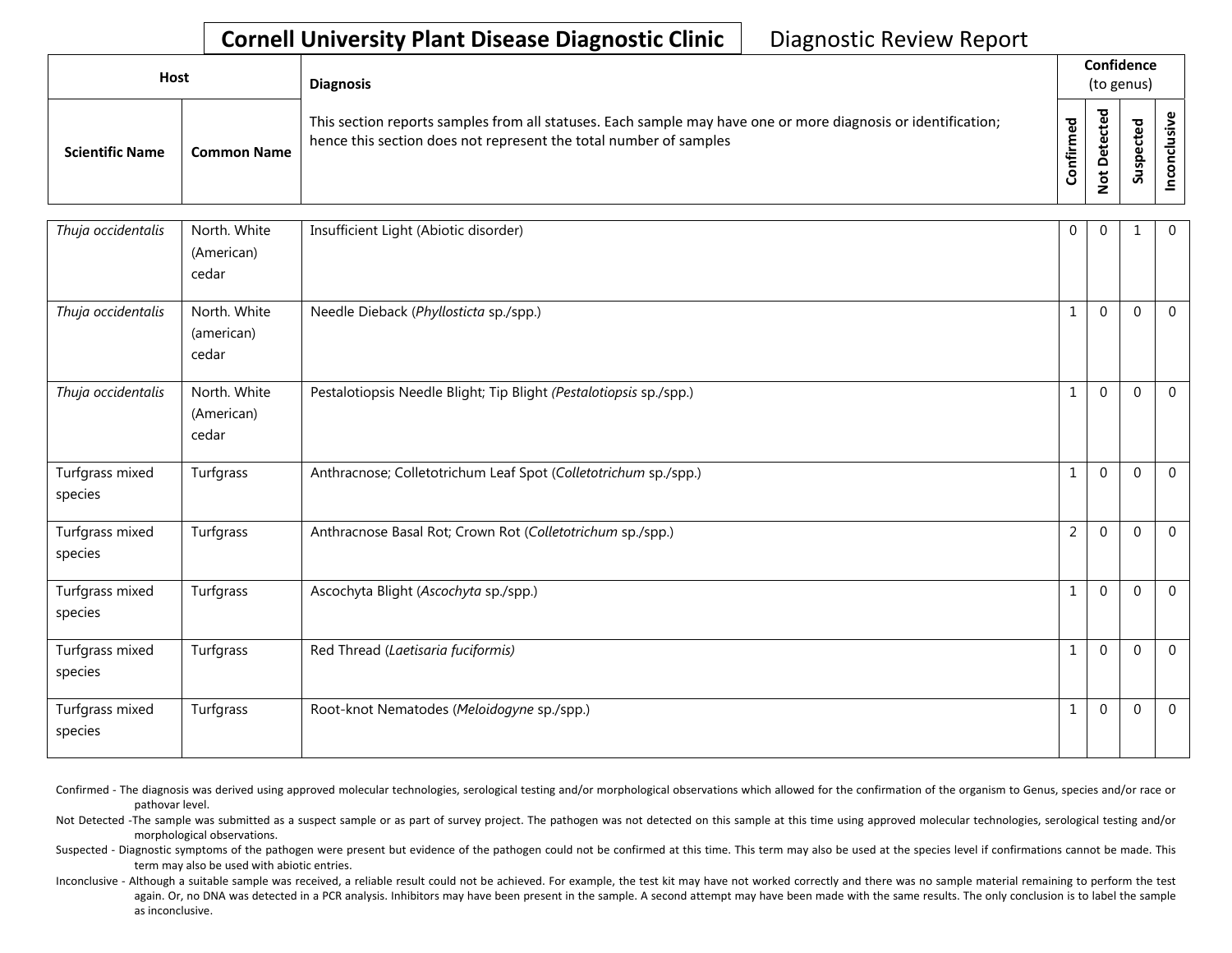**Cornell University Plant Disease Diagnostic Clinic** Diagnostic Review Report

| Host | | Diagnosis | Confidence (to genus) | | | |
|---|---|---|---|---|---|---|
| Scientific Name | Common Name | This section reports samples from all statuses. Each sample may have one or more diagnosis or identification; hence this section does not represent the total number of samples | Confirmed | Not Detected | Suspected | Inconclusive |
| *Thuja occidentalis* | North. White (American) cedar | Insufficient Light (Abiotic disorder) | 0 | 0 | 1 | 0 |
| *Thuja occidentalis* | North. White (american) cedar | Needle Dieback (*Phyllosticta* sp./spp.) | 1 | 0 | 0 | 0 |
| *Thuja occidentalis* | North. White (American) cedar | Pestalotiopsis Needle Blight; Tip Blight (*Pestalotiopsis* sp./spp.) | 1 | 0 | 0 | 0 |
| Turfgrass mixed species | Turfgrass | Anthracnose; Colletotrichum Leaf Spot (*Colletotrichum* sp./spp.) | 1 | 0 | 0 | 0 |
| Turfgrass mixed species | Turfgrass | Anthracnose Basal Rot; Crown Rot (*Colletotrichum* sp./spp.) | 2 | 0 | 0 | 0 |
| Turfgrass mixed species | Turfgrass | Ascochyta Blight (*Ascochyta* sp./spp.) | 1 | 0 | 0 | 0 |
| Turfgrass mixed species | Turfgrass | Red Thread (*Laetisaria fuciformis)* | 1 | 0 | 0 | 0 |
| Turfgrass mixed species | Turfgrass | Root-knot Nematodes (*Meloidogyne* sp./spp.) | 1 | 0 | 0 | 0 |

Confirmed - The diagnosis was derived using approved molecular technologies, serological testing and/or morphological observations which allowed for the confirmation of the organism to Genus, species and/or race or pathovar level.

Not Detected -The sample was submitted as a suspect sample or as part of survey project. The pathogen was not detected on this sample at this time using approved molecular technologies, serological testing and/or morphological observations.

Suspected - Diagnostic symptoms of the pathogen were present but evidence of the pathogen could not be confirmed at this time. This term may also be used at the species level if confirmations cannot be made. This term may also be used with abiotic entries.

Inconclusive - Although a suitable sample was received, a reliable result could not be achieved. For example, the test kit may have not worked correctly and there was no sample material remaining to perform the test again. Or, no DNA was detected in a PCR analysis. Inhibitors may have been present in the sample. A second attempt may have been made with the same results. The only conclusion is to label the sample as inconclusive.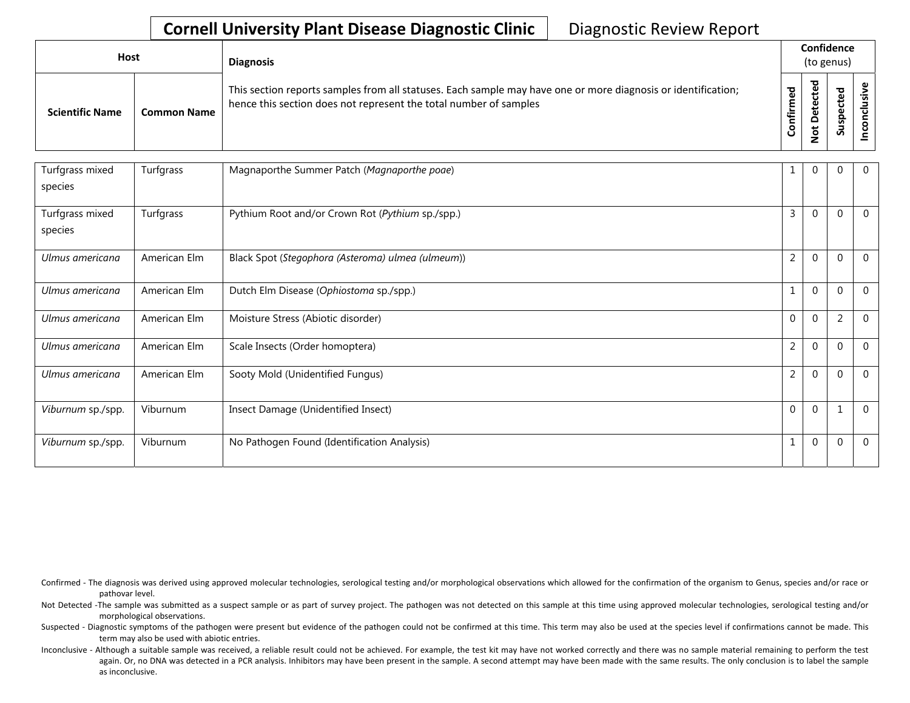**Cornell University Plant Disease Diagnostic Clinic** Diagnostic Review Report

| Host | | Diagnosis | Confidence (to genus) | | | |
|---|---|---|---|---|---|---|
| Scientific Name | Common Name | This section reports samples from all statuses. Each sample may have one or more diagnosis or identification; hence this section does not represent the total number of samples | Confirmed | Not Detected | Suspected | Inconclusive |
| Turfgrass mixed species | Turfgrass | Magnaporthe Summer Patch (*Magnaporthe poae*) | 1 | 0 | 0 | 0 |
| Turfgrass mixed species | Turfgrass | Pythium Root and/or Crown Rot (*Pythium* sp./spp.) | 3 | 0 | 0 | 0 |
| *Ulmus americana* | American Elm | Black Spot (*Stegophora (Asteroma) ulmea (ulmeum)*) | 2 | 0 | 0 | 0 |
| *Ulmus americana* | American Elm | Dutch Elm Disease (*Ophiostoma* sp./spp.) | 1 | 0 | 0 | 0 |
| *Ulmus americana* | American Elm | Moisture Stress (Abiotic disorder) | 0 | 0 | 2 | 0 |
| *Ulmus americana* | American Elm | Scale Insects (Order homoptera) | 2 | 0 | 0 | 0 |
| *Ulmus americana* | American Elm | Sooty Mold (Unidentified Fungus) | 2 | 0 | 0 | 0 |
| *Viburnum* sp./spp. | Viburnum | Insect Damage (Unidentified Insect) | 0 | 0 | 1 | 0 |
| *Viburnum* sp./spp. | Viburnum | No Pathogen Found (Identification Analysis) | 1 | 0 | 0 | 0 |

Confirmed - The diagnosis was derived using approved molecular technologies, serological testing and/or morphological observations which allowed for the confirmation of the organism to Genus, species and/or race or pathovar level.

Not Detected -The sample was submitted as a suspect sample or as part of survey project. The pathogen was not detected on this sample at this time using approved molecular technologies, serological testing and/or morphological observations.

Suspected - Diagnostic symptoms of the pathogen were present but evidence of the pathogen could not be confirmed at this time. This term may also be used at the species level if confirmations cannot be made. This term may also be used with abiotic entries.

Inconclusive - Although a suitable sample was received, a reliable result could not be achieved. For example, the test kit may have not worked correctly and there was no sample material remaining to perform the test again. Or, no DNA was detected in a PCR analysis. Inhibitors may have been present in the sample. A second attempt may have been made with the same results. The only conclusion is to label the sample as inconclusive.